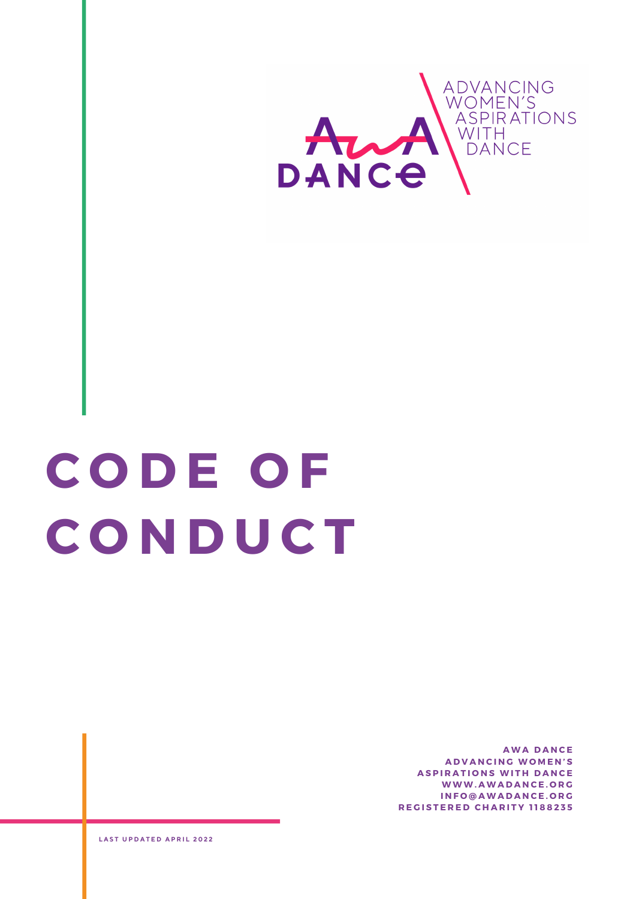ADVANCING WOMEN'S ASPIRATIONS WITH DANCE

AWA DANCE

# CODE OF CONDUCT

**AWA DANCE**
**ADVANCING WOMEN'S ASPIRATIONS WITH DANCE**
**WWW.AWADANCE.ORG**
**INFO@AWADANCE.ORG**
**REGISTERED CHARITY 1188235**

LAST UPDATED APRIL 2022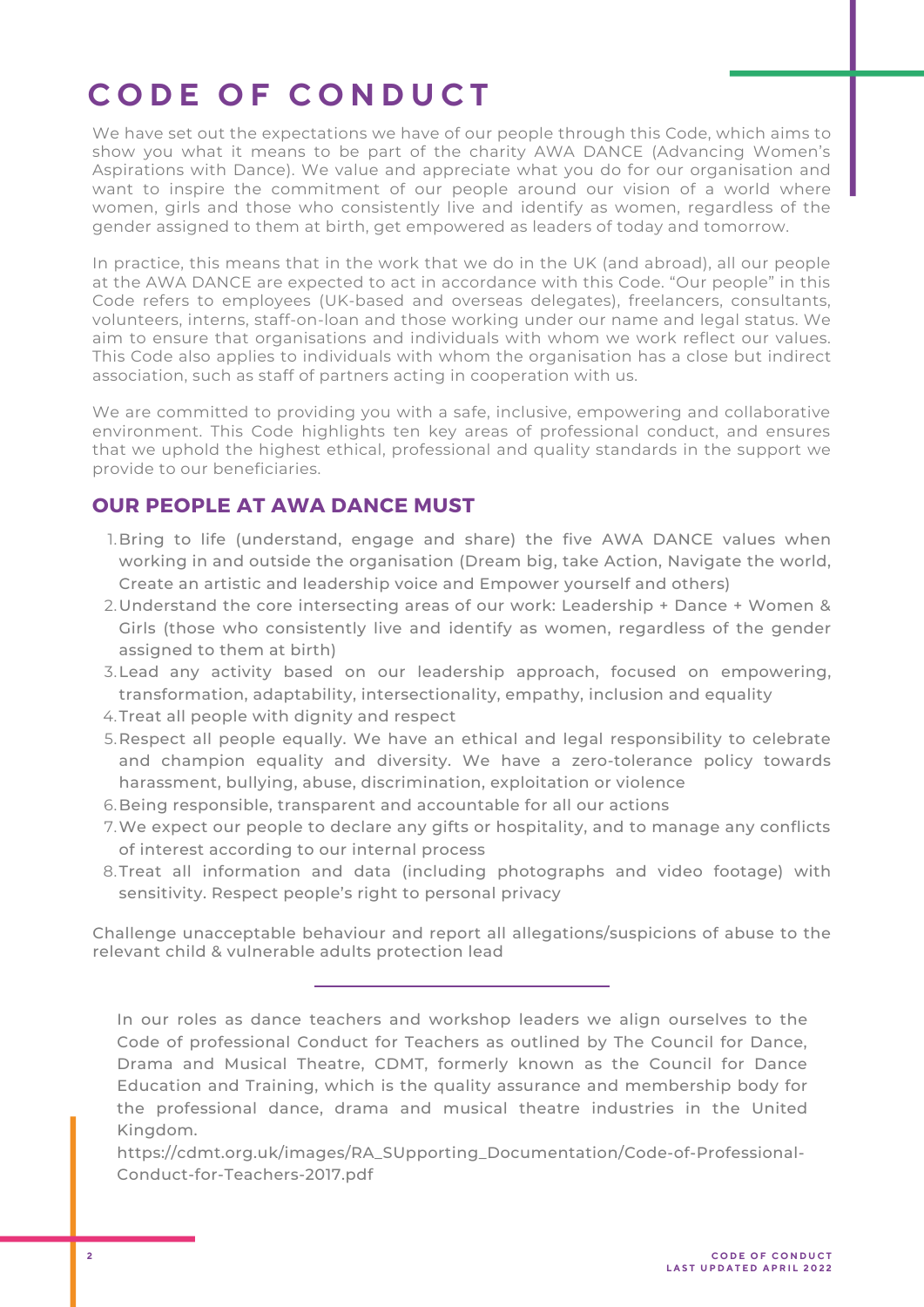# CODE OF CONDUCT

We have set out the expectations we have of our people through this Code, which aims to show you what it means to be part of the charity AWA DANCE (Advancing Women's Aspirations with Dance). We value and appreciate what you do for our organisation and want to inspire the commitment of our people around our vision of a world where women, girls and those who consistently live and identify as women, regardless of the gender assigned to them at birth, get empowered as leaders of today and tomorrow.

In practice, this means that in the work that we do in the UK (and abroad), all our people at the AWA DANCE are expected to act in accordance with this Code. "Our people" in this Code refers to employees (UK-based and overseas delegates), freelancers, consultants, volunteers, interns, staff-on-loan and those working under our name and legal status. We aim to ensure that organisations and individuals with whom we work reflect our values. This Code also applies to individuals with whom the organisation has a close but indirect association, such as staff of partners acting in cooperation with us.

We are committed to providing you with a safe, inclusive, empowering and collaborative environment. This Code highlights ten key areas of professional conduct, and ensures that we uphold the highest ethical, professional and quality standards in the support we provide to our beneficiaries.

## OUR PEOPLE AT AWA DANCE MUST

1. Bring to life (understand, engage and share) the five AWA DANCE values when working in and outside the organisation (Dream big, take Action, Navigate the world, Create an artistic and leadership voice and Empower yourself and others)
2. Understand the core intersecting areas of our work: Leadership + Dance + Women & Girls (those who consistently live and identify as women, regardless of the gender assigned to them at birth)
3. Lead any activity based on our leadership approach, focused on empowering, transformation, adaptability, intersectionality, empathy, inclusion and equality
4. Treat all people with dignity and respect
5. Respect all people equally. We have an ethical and legal responsibility to celebrate and champion equality and diversity. We have a zero-tolerance policy towards harassment, bullying, abuse, discrimination, exploitation or violence
6. Being responsible, transparent and accountable for all our actions
7. We expect our people to declare any gifts or hospitality, and to manage any conflicts of interest according to our internal process
8. Treat all information and data (including photographs and video footage) with sensitivity. Respect people's right to personal privacy

Challenge unacceptable behaviour and report all allegations/suspicions of abuse to the relevant child & vulnerable adults protection lead

---

In our roles as dance teachers and workshop leaders we align ourselves to the Code of professional Conduct for Teachers as outlined by The Council for Dance, Drama and Musical Theatre, CDMT, formerly known as the Council for Dance Education and Training, which is the quality assurance and membership body for the professional dance, drama and musical theatre industries in the United Kingdom.

https://cdmt.org.uk/images/RA_SUpporting_Documentation/Code-of-Professional-Conduct-for-Teachers-2017.pdf